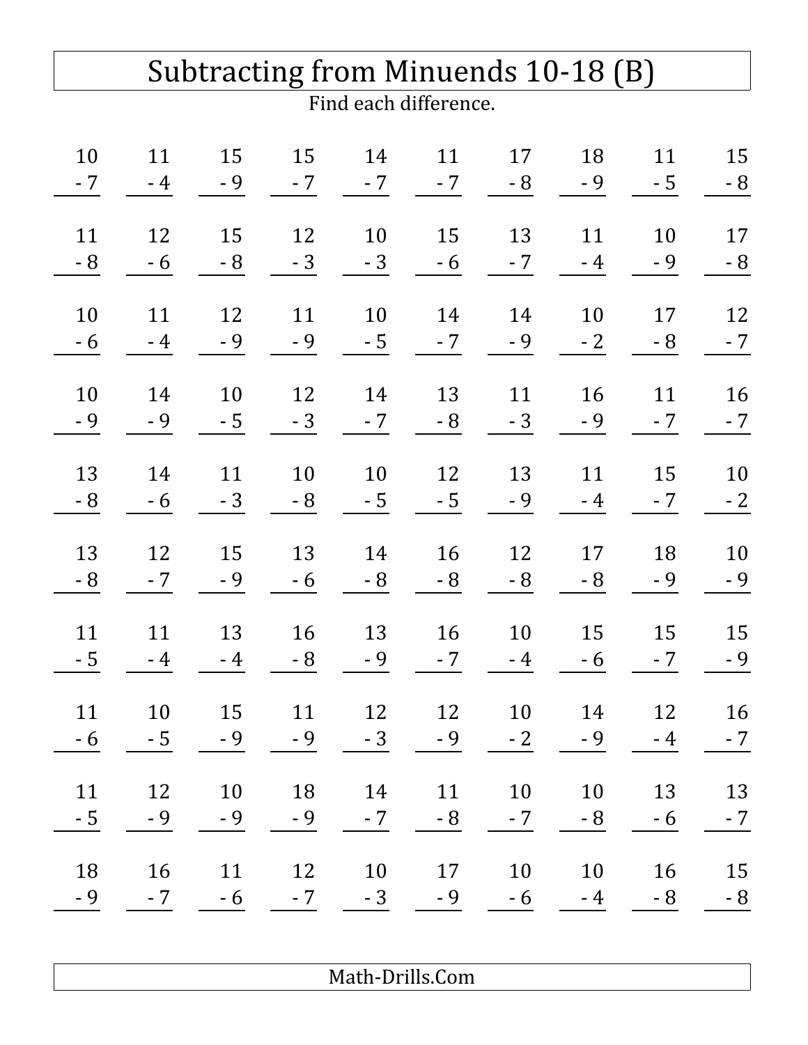# Subtracting from Minuends 10-18 (B)

Find each difference.

| | | | | | | | | | |
|---|---|---|---|---|---|---|---|---|---|
| $10 - 7$ | $11 - 4$ | $15 - 9$ | $15 - 7$ | $14 - 7$ | $11 - 7$ | $17 - 8$ | $18 - 9$ | $11 - 5$ | $15 - 8$ |
| $11 - 8$ | $12 - 6$ | $15 - 8$ | $12 - 3$ | $10 - 3$ | $15 - 6$ | $13 - 7$ | $11 - 4$ | $10 - 9$ | $17 - 8$ |
| $10 - 6$ | $11 - 4$ | $12 - 9$ | $11 - 9$ | $10 - 5$ | $14 - 7$ | $14 - 9$ | $10 - 2$ | $17 - 8$ | $12 - 7$ |
| $10 - 9$ | $14 - 9$ | $10 - 5$ | $12 - 3$ | $14 - 7$ | $13 - 8$ | $11 - 3$ | $16 - 9$ | $11 - 7$ | $16 - 7$ |
| $13 - 8$ | $14 - 6$ | $11 - 3$ | $10 - 8$ | $10 - 5$ | $12 - 5$ | $13 - 9$ | $11 - 4$ | $15 - 7$ | $10 - 2$ |
| $13 - 8$ | $12 - 7$ | $15 - 9$ | $13 - 6$ | $14 - 8$ | $16 - 8$ | $12 - 8$ | $17 - 8$ | $18 - 9$ | $10 - 9$ |
| $11 - 5$ | $11 - 4$ | $13 - 4$ | $16 - 8$ | $13 - 9$ | $16 - 7$ | $10 - 4$ | $15 - 6$ | $15 - 7$ | $15 - 9$ |
| $11 - 6$ | $10 - 5$ | $15 - 9$ | $11 - 9$ | $12 - 3$ | $12 - 9$ | $10 - 2$ | $14 - 9$ | $12 - 4$ | $16 - 7$ |
| $11 - 5$ | $12 - 9$ | $10 - 9$ | $18 - 9$ | $14 - 7$ | $11 - 8$ | $10 - 7$ | $10 - 8$ | $13 - 6$ | $13 - 7$ |
| $18 - 9$ | $16 - 7$ | $11 - 6$ | $12 - 7$ | $10 - 3$ | $17 - 9$ | $10 - 6$ | $10 - 4$ | $16 - 8$ | $15 - 8$ |

Math-Drills.Com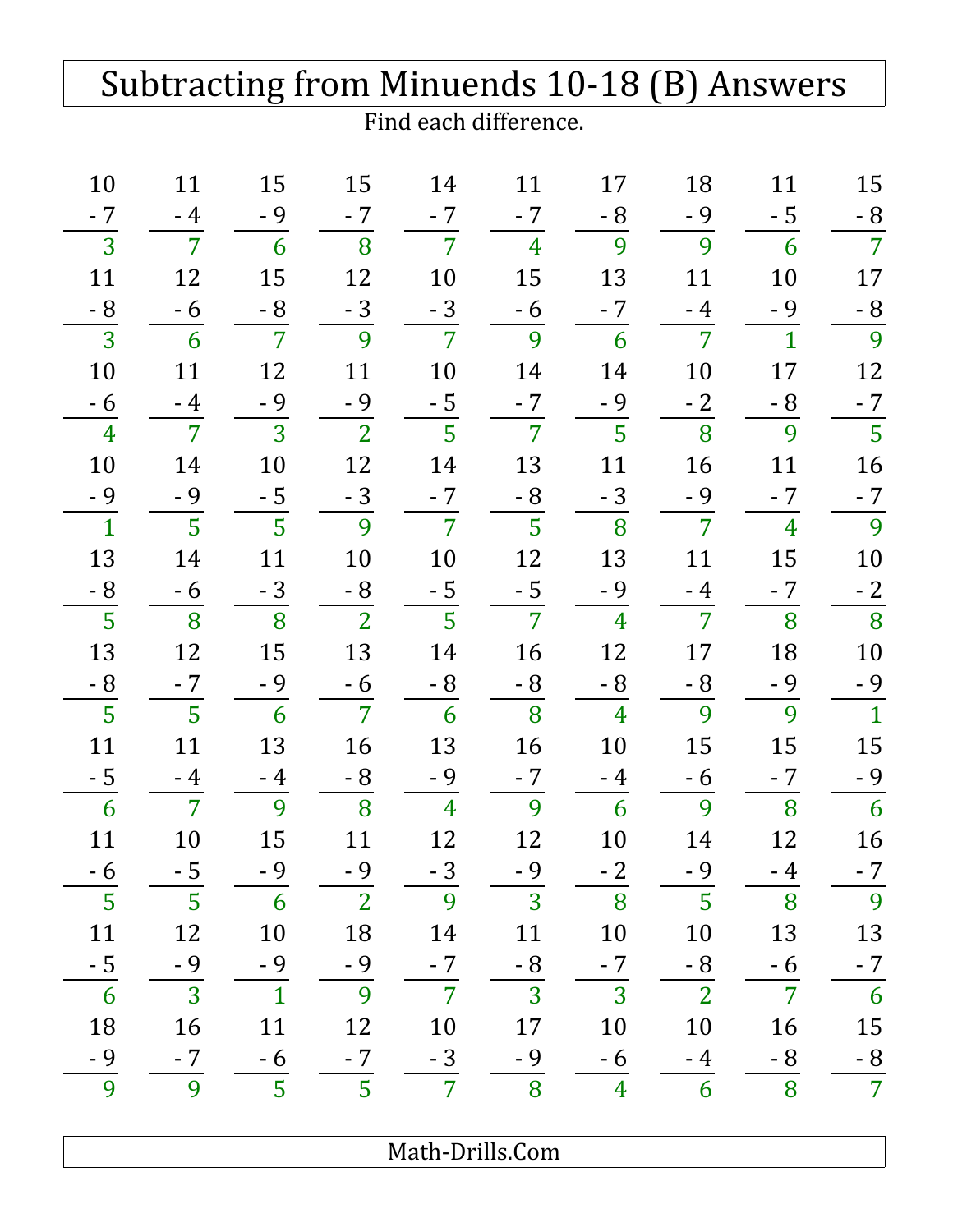# Subtracting from Minuends 10-18 (B) Answers

Find each difference.

| | | | | | | | | | |
|---|---|---|---|---|---|---|---|---|---|
| 10 - 7 = 3 | 11 - 4 = 7 | 15 - 9 = 6 | 15 - 7 = 8 | 14 - 7 = 7 | 11 - 7 = 4 | 17 - 8 = 9 | 18 - 9 = 9 | 11 - 5 = 6 | 15 - 8 = 7 |
| 11 - 8 = 3 | 12 - 6 = 6 | 15 - 8 = 7 | 12 - 3 = 9 | 10 - 3 = 7 | 15 - 6 = 9 | 13 - 7 = 6 | 11 - 4 = 7 | 10 - 9 = 1 | 17 - 8 = 9 |
| 10 - 6 = 4 | 11 - 4 = 7 | 12 - 9 = 3 | 11 - 9 = 2 | 10 - 5 = 5 | 14 - 7 = 7 | 14 - 9 = 5 | 10 - 2 = 8 | 17 - 8 = 9 | 12 - 7 = 5 |
| 10 - 9 = 1 | 14 - 9 = 5 | 10 - 5 = 5 | 12 - 3 = 9 | 14 - 7 = 7 | 13 - 8 = 5 | 11 - 3 = 8 | 16 - 9 = 7 | 11 - 7 = 4 | 16 - 7 = 9 |
| 13 - 8 = 5 | 14 - 6 = 8 | 11 - 3 = 8 | 10 - 8 = 2 | 10 - 5 = 5 | 12 - 5 = 7 | 13 - 9 = 4 | 11 - 4 = 7 | 15 - 7 = 8 | 10 - 2 = 8 |
| 13 - 8 = 5 | 12 - 7 = 5 | 15 - 9 = 6 | 13 - 6 = 7 | 14 - 8 = 6 | 16 - 8 = 8 | 12 - 8 = 4 | 17 - 8 = 9 | 18 - 9 = 9 | 10 - 9 = 1 |
| 11 - 5 = 6 | 11 - 4 = 7 | 13 - 4 = 9 | 16 - 8 = 8 | 13 - 9 = 4 | 16 - 7 = 9 | 10 - 4 = 6 | 15 - 6 = 9 | 15 - 7 = 8 | 15 - 9 = 6 |
| 11 - 6 = 5 | 10 - 5 = 5 | 15 - 9 = 6 | 11 - 9 = 2 | 12 - 3 = 9 | 12 - 9 = 3 | 10 - 2 = 8 | 14 - 9 = 5 | 12 - 4 = 8 | 16 - 7 = 9 |
| 11 - 5 = 6 | 12 - 9 = 3 | 10 - 9 = 1 | 18 - 9 = 9 | 14 - 7 = 7 | 11 - 8 = 3 | 10 - 7 = 3 | 10 - 8 = 2 | 13 - 6 = 7 | 13 - 7 = 6 |
| 18 - 9 = 9 | 16 - 7 = 9 | 11 - 6 = 5 | 12 - 7 = 5 | 10 - 3 = 7 | 17 - 9 = 8 | 10 - 6 = 4 | 10 - 4 = 6 | 16 - 8 = 8 | 15 - 8 = 7 |

Math-Drills.Com